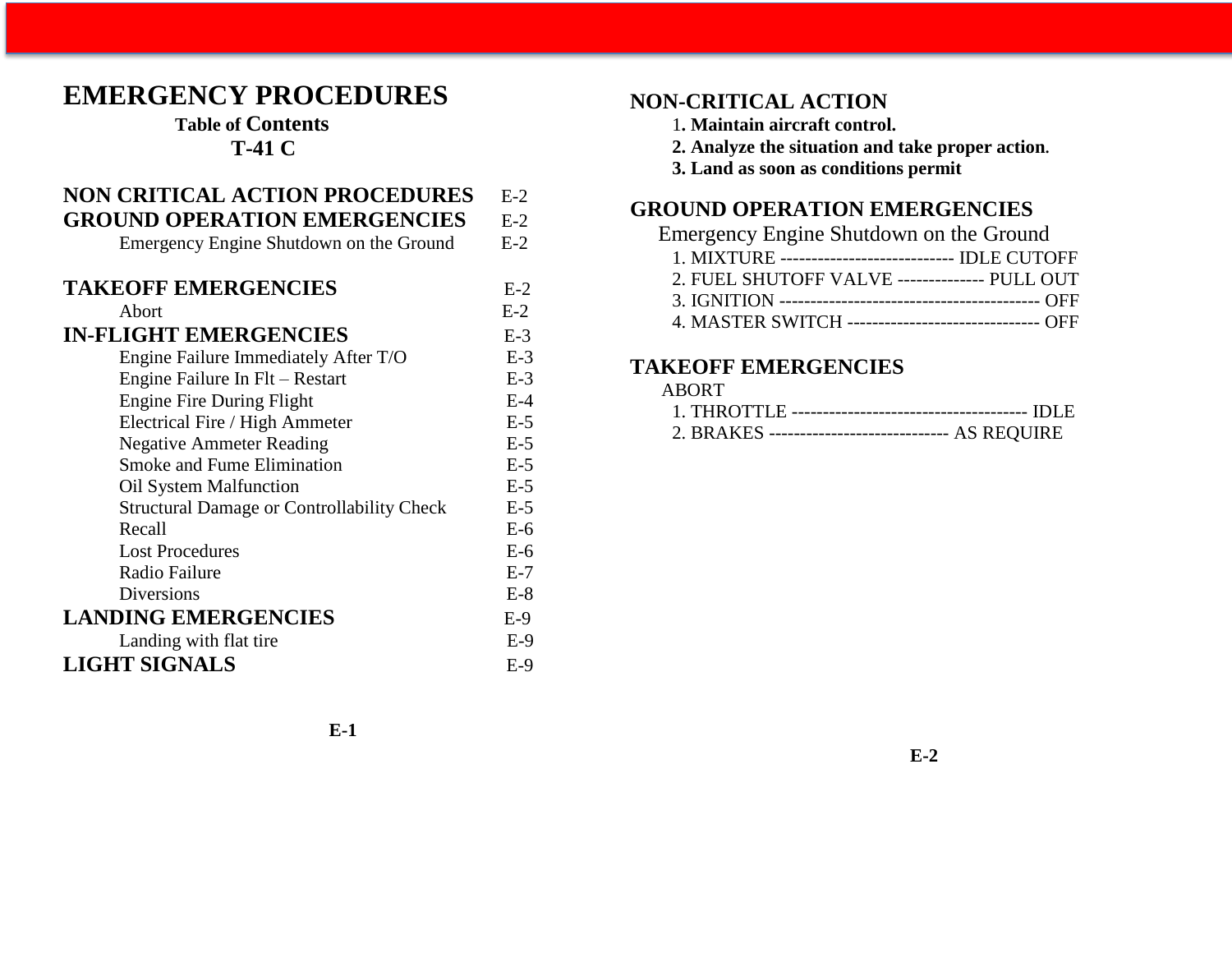# EMERGENCY PROCEDURES

**Table of Contents**

**T-41 C**

| | |
|---|---|
| **NON CRITICAL ACTION PROCEDURES** | E-2 |
| **GROUND OPERATION EMERGENCIES** | E-2 |
| Emergency Engine Shutdown on the Ground | E-2 |
| **TAKEOFF EMERGENCIES** | E-2 |
| Abort | E-2 |
| **IN-FLIGHT EMERGENCIES** | E-3 |
| Engine Failure Immediately After T/O | E-3 |
| Engine Failure In Flt – Restart | E-3 |
| Engine Fire During Flight | E-4 |
| Electrical Fire / High Ammeter | E-5 |
| Negative Ammeter Reading | E-5 |
| Smoke and Fume Elimination | E-5 |
| Oil System Malfunction | E-5 |
| Structural Damage or Controllability Check | E-5 |
| Recall | E-6 |
| Lost Procedures | E-6 |
| Radio Failure | E-7 |
| Diversions | E-8 |
| **LANDING EMERGENCIES** | E-9 |
| Landing with flat tire | E-9 |
| **LIGHT SIGNALS** | E-9 |

## NON-CRITICAL ACTION

1. **Maintain aircraft control.**
2. **Analyze the situation and take proper action.**
3. **Land as soon as conditions permit**

## GROUND OPERATION EMERGENCIES

### Emergency Engine Shutdown on the Ground

1. MIXTURE ---------------------------- IDLE CUTOFF
2. FUEL SHUTOFF VALVE -------------- PULL OUT
3. IGNITION ------------------------------------------ OFF
4. MASTER SWITCH ------------------------------- OFF

## TAKEOFF EMERGENCIES

### ABORT

1. THROTTLE -------------------------------------- IDLE
2. BRAKES ----------------------------- AS REQUIRE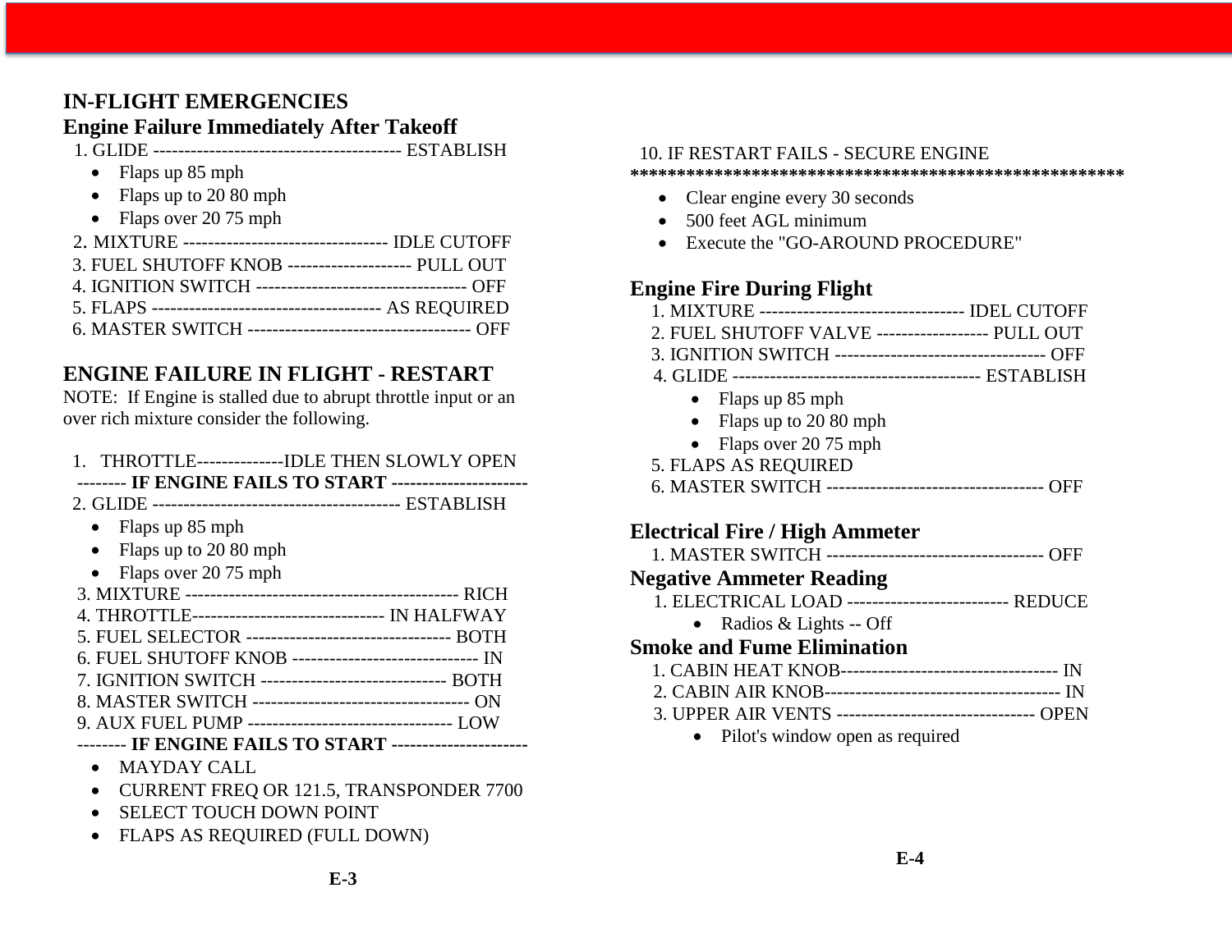# IN-FLIGHT EMERGENCIES

## Engine Failure Immediately After Takeoff

1. GLIDE ---------------------------------------- ESTABLISH
   - Flaps up 85 mph
   - Flaps up to 20 80 mph
   - Flaps over 20 75 mph
2. MIXTURE --------------------------------- IDLE CUTOFF
3. FUEL SHUTOFF KNOB -------------------- PULL OUT
4. IGNITION SWITCH ---------------------------------- OFF
5. FLAPS ------------------------------------- AS REQUIRED
6. MASTER SWITCH ------------------------------------ OFF

## ENGINE FAILURE IN FLIGHT - RESTART

NOTE: If Engine is stalled due to abrupt throttle input or an over rich mixture consider the following.

1. THROTTLE--------------IDLE THEN SLOWLY OPEN

-------- **IF ENGINE FAILS TO START** ----------------------

2. GLIDE ---------------------------------------- ESTABLISH
   - Flaps up 85 mph
   - Flaps up to 20 80 mph
   - Flaps over 20 75 mph
3. MIXTURE -------------------------------------------- RICH
4. THROTTLE------------------------------- IN HALFWAY
5. FUEL SELECTOR --------------------------------- BOTH
6. FUEL SHUTOFF KNOB ------------------------------ IN
7. IGNITION SWITCH ------------------------------ BOTH
8. MASTER SWITCH ----------------------------------- ON
9. AUX FUEL PUMP --------------------------------- LOW

-------- **IF ENGINE FAILS TO START** ---------------------

- MAYDAY CALL
- CURRENT FREQ OR 121.5, TRANSPONDER 7700
- SELECT TOUCH DOWN POINT
- FLAPS AS REQUIRED (FULL DOWN)

10. IF RESTART FAILS - SECURE ENGINE

*****************************************************

- Clear engine every 30 seconds
- 500 feet AGL minimum
- Execute the "GO-AROUND PROCEDURE"

## Engine Fire During Flight

1. MIXTURE --------------------------------- IDEL CUTOFF
2. FUEL SHUTOFF VALVE ------------------ PULL OUT
3. IGNITION SWITCH ---------------------------------- OFF
4. GLIDE ---------------------------------------- ESTABLISH
   - Flaps up 85 mph
   - Flaps up to 20 80 mph
   - Flaps over 20 75 mph
5. FLAPS AS REQUIRED
6. MASTER SWITCH ----------------------------------- OFF

## Electrical Fire / High Ammeter

1. MASTER SWITCH ----------------------------------- OFF

## Negative Ammeter Reading

1. ELECTRICAL LOAD -------------------------- REDUCE
   - Radios & Lights -- Off

## Smoke and Fume Elimination

1. CABIN HEAT KNOB----------------------------------- IN
2. CABIN AIR KNOB-------------------------------------- IN
3. UPPER AIR VENTS -------------------------------- OPEN
   - Pilot's window open as required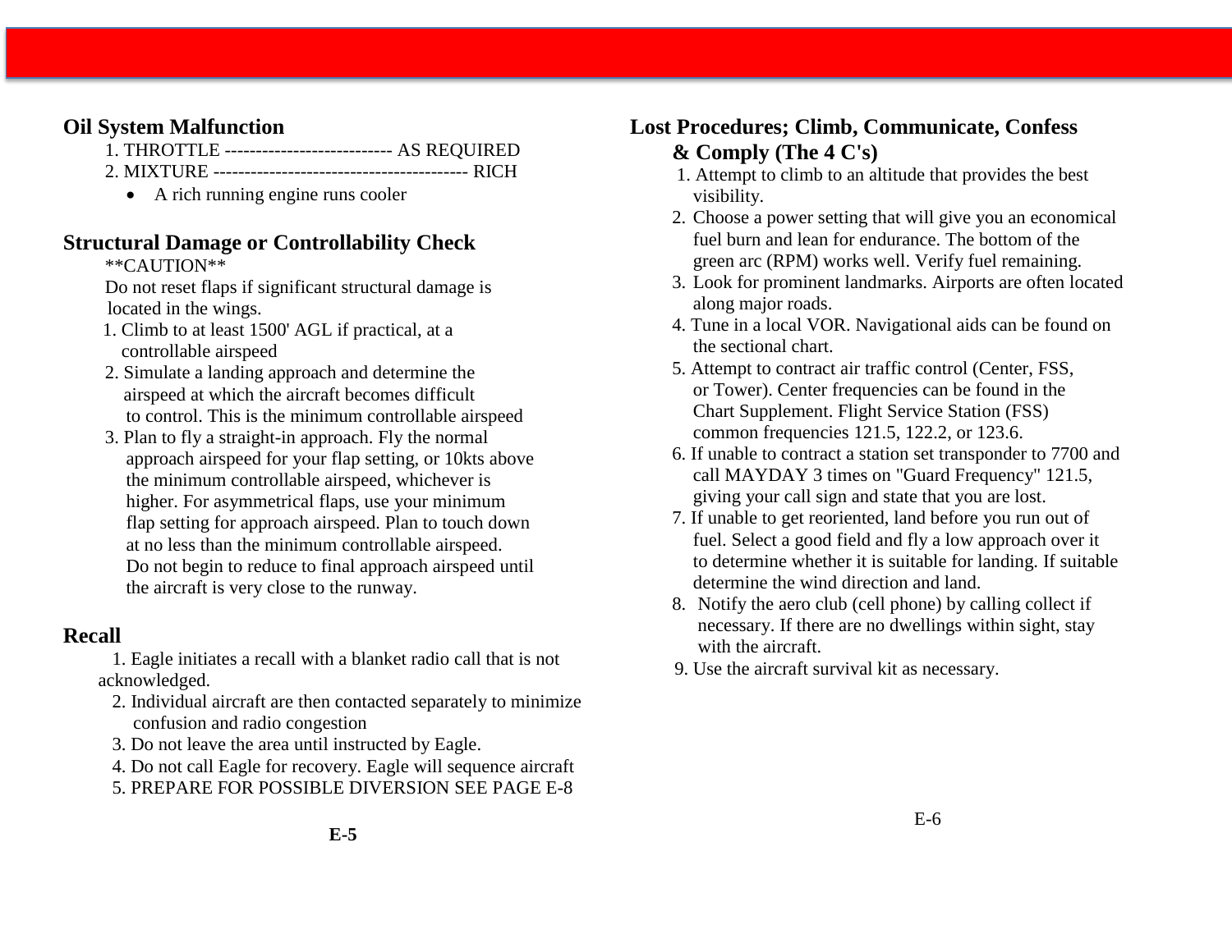## Oil System Malfunction

1. THROTTLE --------------------------- AS REQUIRED
2. MIXTURE ----------------------------------------- RICH
   - A rich running engine runs cooler

## Structural Damage or Controllability Check

**CAUTION**

Do not reset flaps if significant structural damage is located in the wings.

1. Climb to at least 1500' AGL if practical, at a controllable airspeed
2. Simulate a landing approach and determine the airspeed at which the aircraft becomes difficult to control. This is the minimum controllable airspeed
3. Plan to fly a straight-in approach. Fly the normal approach airspeed for your flap setting, or 10kts above the minimum controllable airspeed, whichever is higher. For asymmetrical flaps, use your minimum flap setting for approach airspeed. Plan to touch down at no less than the minimum controllable airspeed. Do not begin to reduce to final approach airspeed until the aircraft is very close to the runway.

## Recall

1. Eagle initiates a recall with a blanket radio call that is not acknowledged.
2. Individual aircraft are then contacted separately to minimize confusion and radio congestion
3. Do not leave the area until instructed by Eagle.
4. Do not call Eagle for recovery. Eagle will sequence aircraft
5. PREPARE FOR POSSIBLE DIVERSION SEE PAGE E-8

## Lost Procedures; Climb, Communicate, Confess & Comply (The 4 C's)

1. Attempt to climb to an altitude that provides the best visibility.
2. Choose a power setting that will give you an economical fuel burn and lean for endurance. The bottom of the green arc (RPM) works well. Verify fuel remaining.
3. Look for prominent landmarks. Airports are often located along major roads.
4. Tune in a local VOR. Navigational aids can be found on the sectional chart.
5. Attempt to contract air traffic control (Center, FSS, or Tower). Center frequencies can be found in the Chart Supplement. Flight Service Station (FSS) common frequencies 121.5, 122.2, or 123.6.
6. If unable to contract a station set transponder to 7700 and call MAYDAY 3 times on "Guard Frequency" 121.5, giving your call sign and state that you are lost.
7. If unable to get reoriented, land before you run out of fuel. Select a good field and fly a low approach over it to determine whether it is suitable for landing. If suitable determine the wind direction and land.
8. Notify the aero club (cell phone) by calling collect if necessary. If there are no dwellings within sight, stay with the aircraft.
9. Use the aircraft survival kit as necessary.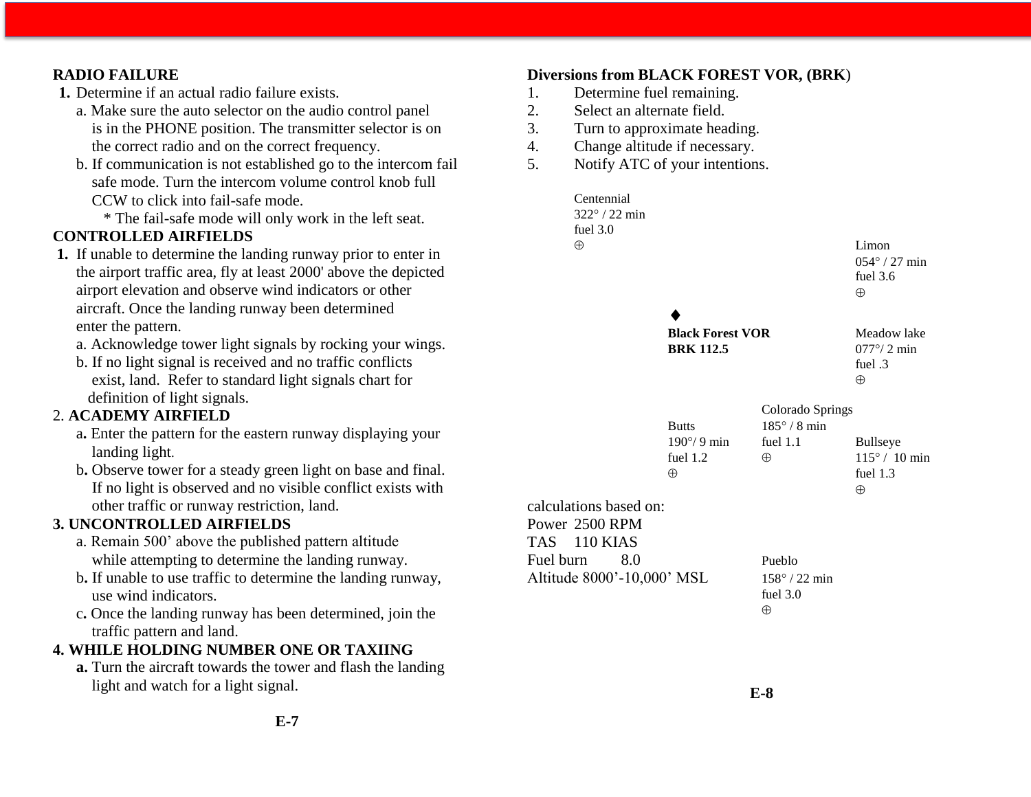**RADIO FAILURE**

**1.** Determine if an actual radio failure exists.

a. Make sure the auto selector on the audio control panel is in the PHONE position. The transmitter selector is on the correct radio and on the correct frequency.

b. If communication is not established go to the intercom fail safe mode. Turn the intercom volume control knob full CCW to click into fail-safe mode.

* The fail-safe mode will only work in the left seat.

**CONTROLLED AIRFIELDS**

**1.** If unable to determine the landing runway prior to enter in the airport traffic area, fly at least 2000' above the depicted airport elevation and observe wind indicators or other aircraft. Once the landing runway been determined enter the pattern.

a. Acknowledge tower light signals by rocking your wings.

b. If no light signal is received and no traffic conflicts exist, land. Refer to standard light signals chart for definition of light signals.

2. **ACADEMY AIRFIELD**

**a.** Enter the pattern for the eastern runway displaying your landing light.

**b.** Observe tower for a steady green light on base and final. If no light is observed and no visible conflict exists with other traffic or runway restriction, land.

**3. UNCONTROLLED AIRFIELDS**

a. Remain 500’ above the published pattern altitude while attempting to determine the landing runway.

b**.** If unable to use traffic to determine the landing runway, use wind indicators.

c**.** Once the landing runway has been determined, join the traffic pattern and land.

**4. WHILE HOLDING NUMBER ONE OR TAXIING**

**a.** Turn the aircraft towards the tower and flash the landing light and watch for a light signal.

**Diversions from BLACK FOREST VOR, (BRK)**

1. Determine fuel remaining.
2. Select an alternate field.
3. Turn to approximate heading.
4. Change altitude if necessary.
5. Notify ATC of your intentions.

Centennial
322° / 22 min
fuel 3.0
⊕

Limon
054° / 27 min
fuel 3.6
⊕

♦
**Black Forest VOR**
**BRK 112.5**

Meadow lake
077°/ 2 min
fuel .3
⊕

Colorado Springs
185° / 8 min
fuel 1.1
⊕

Butts
190°/ 9 min
fuel 1.2
⊕

Bullseye
115° / 10 min
fuel 1.3
⊕

Pueblo
158° / 22 min
fuel 3.0
⊕

calculations based on:
Power 2500 RPM
TAS 110 KIAS
Fuel burn 8.0
Altitude 8000’-10,000’ MSL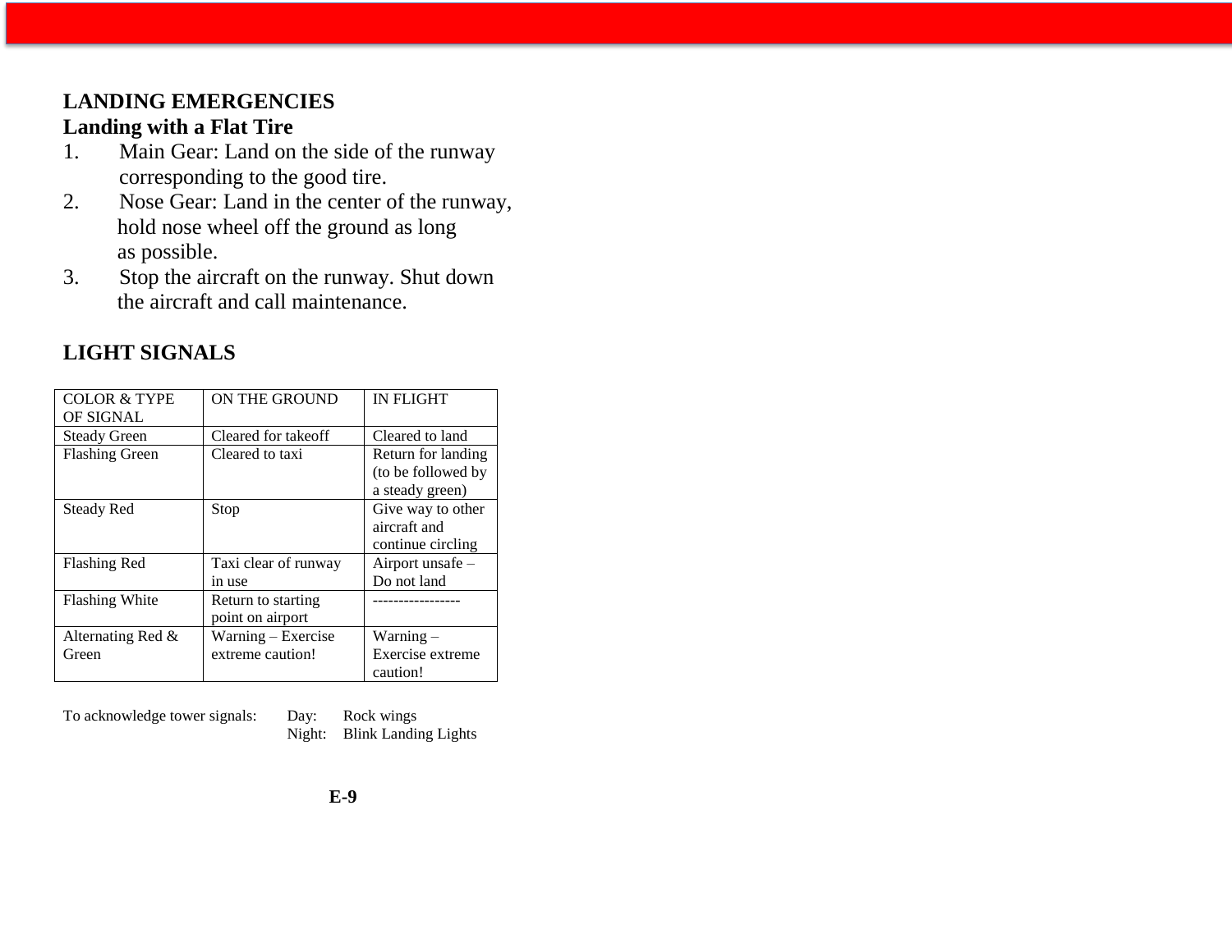## LANDING EMERGENCIES

### Landing with a Flat Tire

1. Main Gear: Land on the side of the runway corresponding to the good tire.
2. Nose Gear: Land in the center of the runway, hold nose wheel off the ground as long as possible.
3. Stop the aircraft on the runway. Shut down the aircraft and call maintenance.

## LIGHT SIGNALS

| COLOR & TYPE OF SIGNAL | ON THE GROUND | IN FLIGHT |
| --- | --- | --- |
| Steady Green | Cleared for takeoff | Cleared to land |
| Flashing Green | Cleared to taxi | Return for landing (to be followed by a steady green) |
| Steady Red | Stop | Give way to other aircraft and continue circling |
| Flashing Red | Taxi clear of runway in use | Airport unsafe – Do not land |
| Flashing White | Return to starting point on airport | ----------------- |
| Alternating Red & Green | Warning – Exercise extreme caution! | Warning – Exercise extreme caution! |

To acknowledge tower signals:
Day: Rock wings
Night: Blink Landing Lights